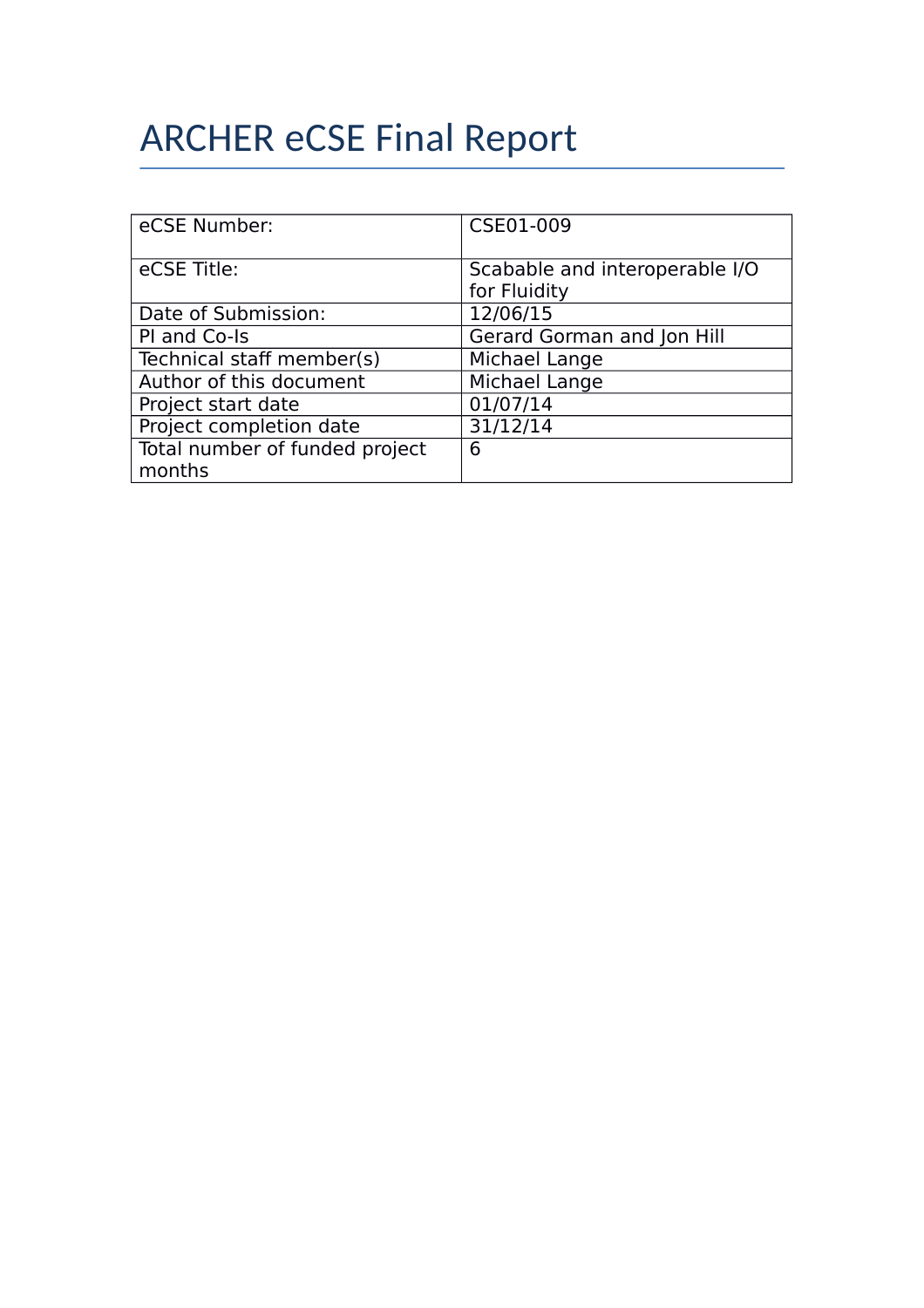# ARCHER eCSE Final Report

| | |
|---|---|
| eCSE Number: | CSE01-009 |
| eCSE Title: | Scabable and interoperable I/O for Fluidity |
| Date of Submission: | 12/06/15 |
| PI and Co-Is | Gerard Gorman and Jon Hill |
| Technical staff member(s) | Michael Lange |
| Author of this document | Michael Lange |
| Project start date | 01/07/14 |
| Project completion date | 31/12/14 |
| Total number of funded project months | 6 |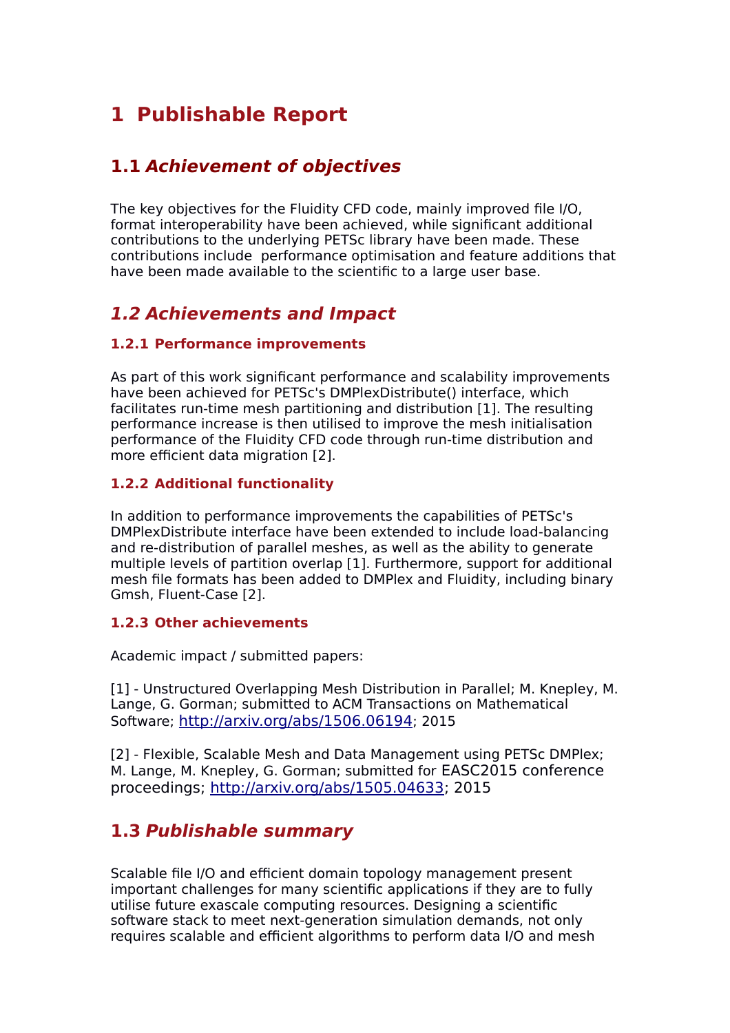# 1 Publishable Report

## 1.1 *Achievement of objectives*

The key objectives for the Fluidity CFD code, mainly improved file I/O, format interoperability have been achieved, while significant additional contributions to the underlying PETSc library have been made. These contributions include performance optimisation and feature additions that have been made available to the scientific to a large user base.

## *1.2 Achievements and Impact*

### 1.2.1 Performance improvements

As part of this work significant performance and scalability improvements have been achieved for PETSc's DMPlexDistribute() interface, which facilitates run-time mesh partitioning and distribution [1]. The resulting performance increase is then utilised to improve the mesh initialisation performance of the Fluidity CFD code through run-time distribution and more efficient data migration [2].

### 1.2.2 Additional functionality

In addition to performance improvements the capabilities of PETSc's DMPlexDistribute interface have been extended to include load-balancing and re-distribution of parallel meshes, as well as the ability to generate multiple levels of partition overlap [1]. Furthermore, support for additional mesh file formats has been added to DMPlex and Fluidity, including binary Gmsh, Fluent-Case [2].

### 1.2.3 Other achievements

Academic impact / submitted papers:

[1] - Unstructured Overlapping Mesh Distribution in Parallel; M. Knepley, M. Lange, G. Gorman; submitted to ACM Transactions on Mathematical Software; http://arxiv.org/abs/1506.06194; 2015

[2] - Flexible, Scalable Mesh and Data Management using PETSc DMPlex; M. Lange, M. Knepley, G. Gorman; submitted for EASC2015 conference proceedings; http://arxiv.org/abs/1505.04633; 2015

## 1.3 *Publishable summary*

Scalable file I/O and efficient domain topology management present important challenges for many scientific applications if they are to fully utilise future exascale computing resources. Designing a scientific software stack to meet next-generation simulation demands, not only requires scalable and efficient algorithms to perform data I/O and mesh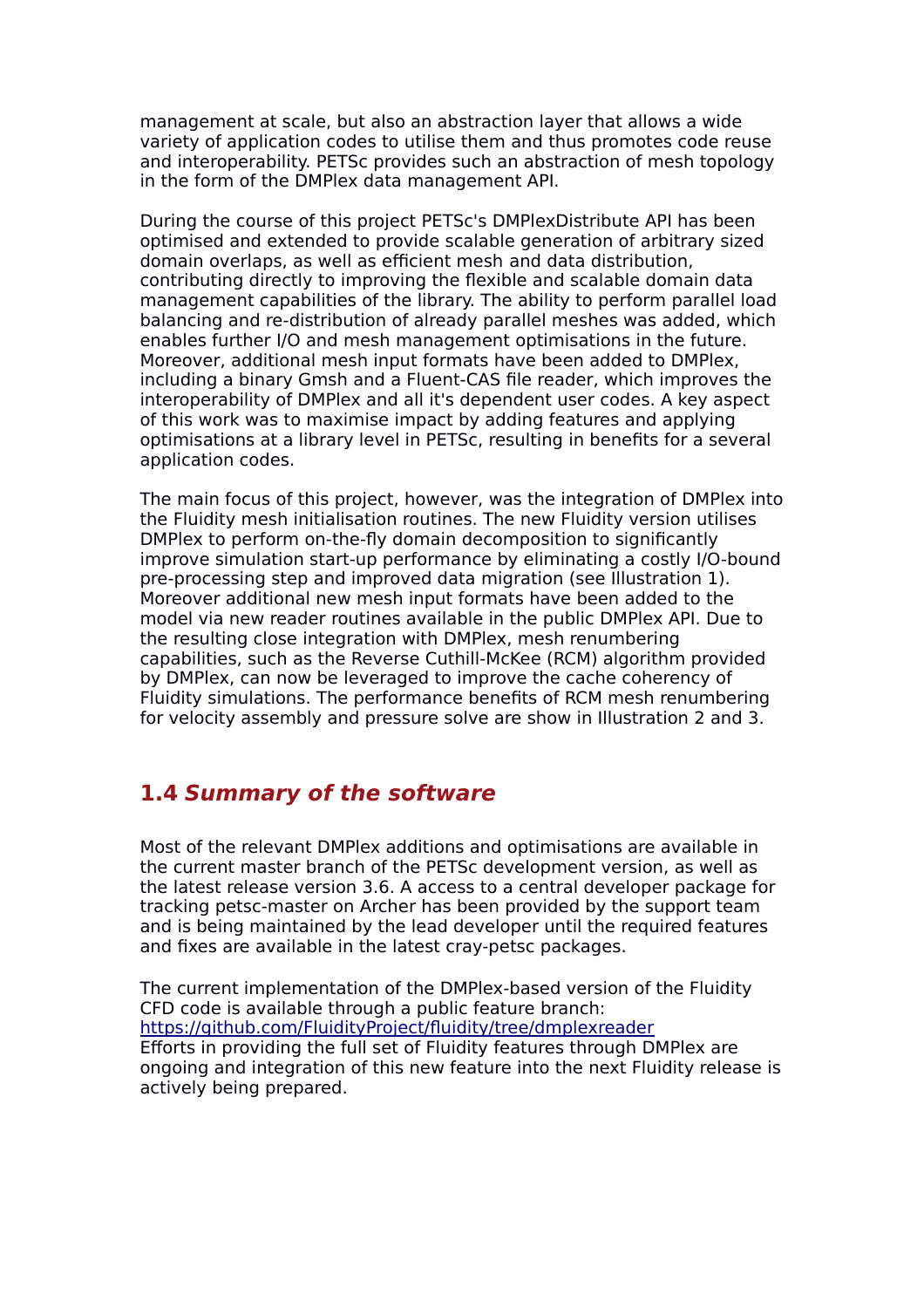management at scale, but also an abstraction layer that allows a wide variety of application codes to utilise them and thus promotes code reuse and interoperability. PETSc provides such an abstraction of mesh topology in the form of the DMPlex data management API.

During the course of this project PETSc's DMPlexDistribute API has been optimised and extended to provide scalable generation of arbitrary sized domain overlaps, as well as efficient mesh and data distribution, contributing directly to improving the flexible and scalable domain data management capabilities of the library. The ability to perform parallel load balancing and re-distribution of already parallel meshes was added, which enables further I/O and mesh management optimisations in the future. Moreover, additional mesh input formats have been added to DMPlex, including a binary Gmsh and a Fluent-CAS file reader, which improves the interoperability of DMPlex and all it's dependent user codes. A key aspect of this work was to maximise impact by adding features and applying optimisations at a library level in PETSc, resulting in benefits for a several application codes.

The main focus of this project, however, was the integration of DMPlex into the Fluidity mesh initialisation routines. The new Fluidity version utilises DMPlex to perform on-the-fly domain decomposition to significantly improve simulation start-up performance by eliminating a costly I/O-bound pre-processing step and improved data migration (see Illustration 1). Moreover additional new mesh input formats have been added to the model via new reader routines available in the public DMPlex API. Due to the resulting close integration with DMPlex, mesh renumbering capabilities, such as the Reverse Cuthill-McKee (RCM) algorithm provided by DMPlex, can now be leveraged to improve the cache coherency of Fluidity simulations. The performance benefits of RCM mesh renumbering for velocity assembly and pressure solve are show in Illustration 2 and 3.

## 1.4 *Summary of the software*

Most of the relevant DMPlex additions and optimisations are available in the current master branch of the PETSc development version, as well as the latest release version 3.6. A access to a central developer package for tracking petsc-master on Archer has been provided by the support team and is being maintained by the lead developer until the required features and fixes are available in the latest cray-petsc packages.

The current implementation of the DMPlex-based version of the Fluidity CFD code is available through a public feature branch:
https://github.com/FluidityProject/fluidity/tree/dmplexreader
Efforts in providing the full set of Fluidity features through DMPlex are ongoing and integration of this new feature into the next Fluidity release is actively being prepared.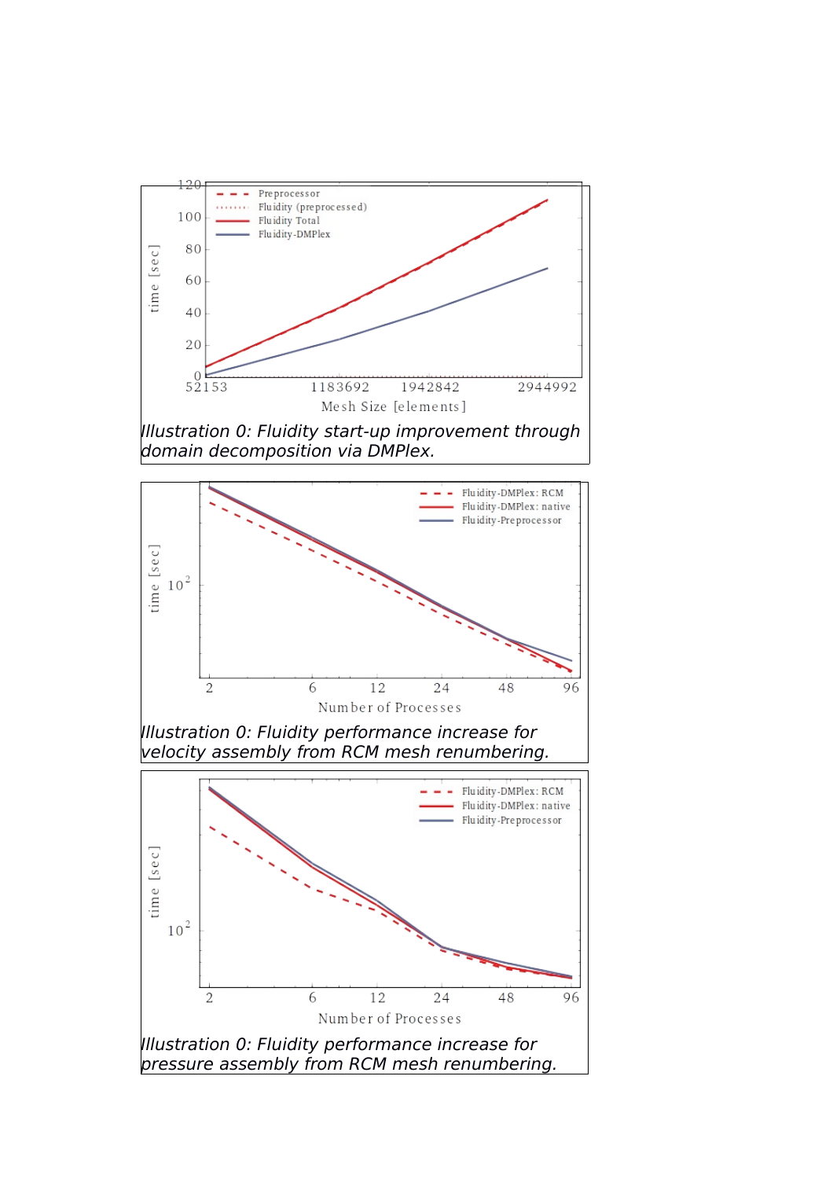120
100
80
60
40
20
0

time [sec]

Preprocessor
Fluidity (preprocessed)
Fluidity Total
Fluidity-DMPlex

52153
1183692
1942842
2944992

Mesh Size [elements]

*Illustration 0: Fluidity start-up improvement through domain decomposition via DMPlex.*

time [sec]

$10^2$

Fluidity-DMPlex: RCM
Fluidity-DMPlex: native
Fluidity-Preprocessor

2
6
12
24
48
96

Number of Processes

*Illustration 0: Fluidity performance increase for velocity assembly from RCM mesh renumbering.*

time [sec]

$10^2$

Fluidity-DMPlex: RCM
Fluidity-DMPlex: native
Fluidity-Preprocessor

2
6
12
24
48
96

Number of Processes

*Illustration 0: Fluidity performance increase for pressure assembly from RCM mesh renumbering.*